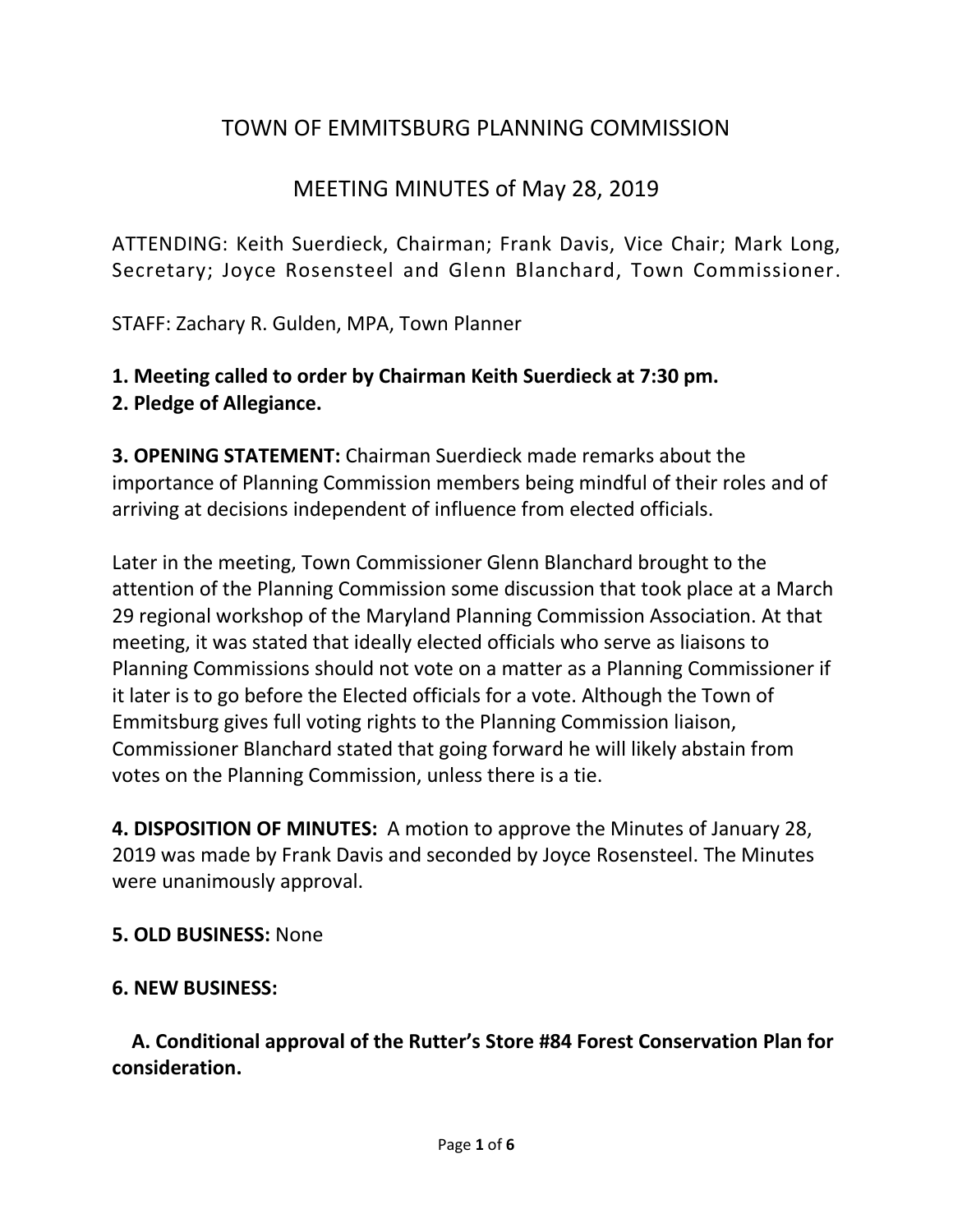# TOWN OF EMMITSBURG PLANNING COMMISSION

## MEETING MINUTES of May 28, 2019

ATTENDING: Keith Suerdieck, Chairman; Frank Davis, Vice Chair; Mark Long, Secretary; Joyce Rosensteel and Glenn Blanchard, Town Commissioner.

STAFF: Zachary R. Gulden, MPA, Town Planner

**1. Meeting called to order by Chairman Keith Suerdieck at 7:30 pm.**
**2. Pledge of Allegiance.**

**3. OPENING STATEMENT:** Chairman Suerdieck made remarks about the importance of Planning Commission members being mindful of their roles and of arriving at decisions independent of influence from elected officials.

Later in the meeting, Town Commissioner Glenn Blanchard brought to the attention of the Planning Commission some discussion that took place at a March 29 regional workshop of the Maryland Planning Commission Association. At that meeting, it was stated that ideally elected officials who serve as liaisons to Planning Commissions should not vote on a matter as a Planning Commissioner if it later is to go before the Elected officials for a vote. Although the Town of Emmitsburg gives full voting rights to the Planning Commission liaison, Commissioner Blanchard stated that going forward he will likely abstain from votes on the Planning Commission, unless there is a tie.

**4. DISPOSITION OF MINUTES:** A motion to approve the Minutes of January 28, 2019 was made by Frank Davis and seconded by Joyce Rosensteel. The Minutes were unanimously approval.

**5. OLD BUSINESS:** None

**6. NEW BUSINESS:**

**A. Conditional approval of the Rutter's Store #84 Forest Conservation Plan for consideration.**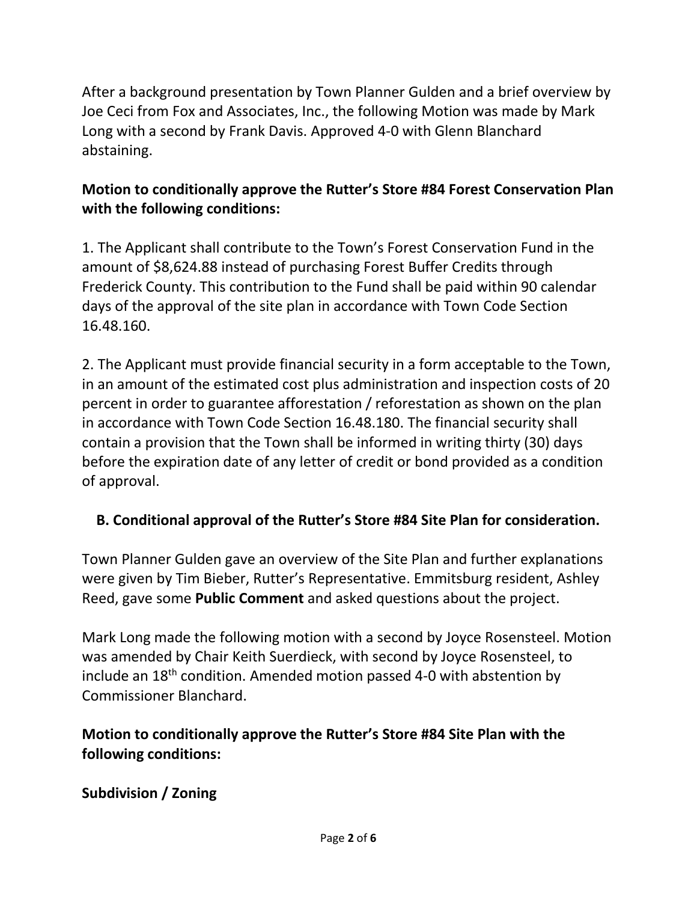After a background presentation by Town Planner Gulden and a brief overview by Joe Ceci from Fox and Associates, Inc., the following Motion was made by Mark Long with a second by Frank Davis. Approved 4-0 with Glenn Blanchard abstaining.

**Motion to conditionally approve the Rutter's Store #84 Forest Conservation Plan with the following conditions:**

1. The Applicant shall contribute to the Town's Forest Conservation Fund in the amount of $8,624.88 instead of purchasing Forest Buffer Credits through Frederick County. This contribution to the Fund shall be paid within 90 calendar days of the approval of the site plan in accordance with Town Code Section 16.48.160.

2. The Applicant must provide financial security in a form acceptable to the Town, in an amount of the estimated cost plus administration and inspection costs of 20 percent in order to guarantee afforestation / reforestation as shown on the plan in accordance with Town Code Section 16.48.180. The financial security shall contain a provision that the Town shall be informed in writing thirty (30) days before the expiration date of any letter of credit or bond provided as a condition of approval.

**B. Conditional approval of the Rutter's Store #84 Site Plan for consideration.**

Town Planner Gulden gave an overview of the Site Plan and further explanations were given by Tim Bieber, Rutter's Representative. Emmitsburg resident, Ashley Reed, gave some **Public Comment** and asked questions about the project.

Mark Long made the following motion with a second by Joyce Rosensteel. Motion was amended by Chair Keith Suerdieck, with second by Joyce Rosensteel, to include an 18th condition. Amended motion passed 4-0 with abstention by Commissioner Blanchard.

**Motion to conditionally approve the Rutter's Store #84 Site Plan with the following conditions:**

**Subdivision / Zoning**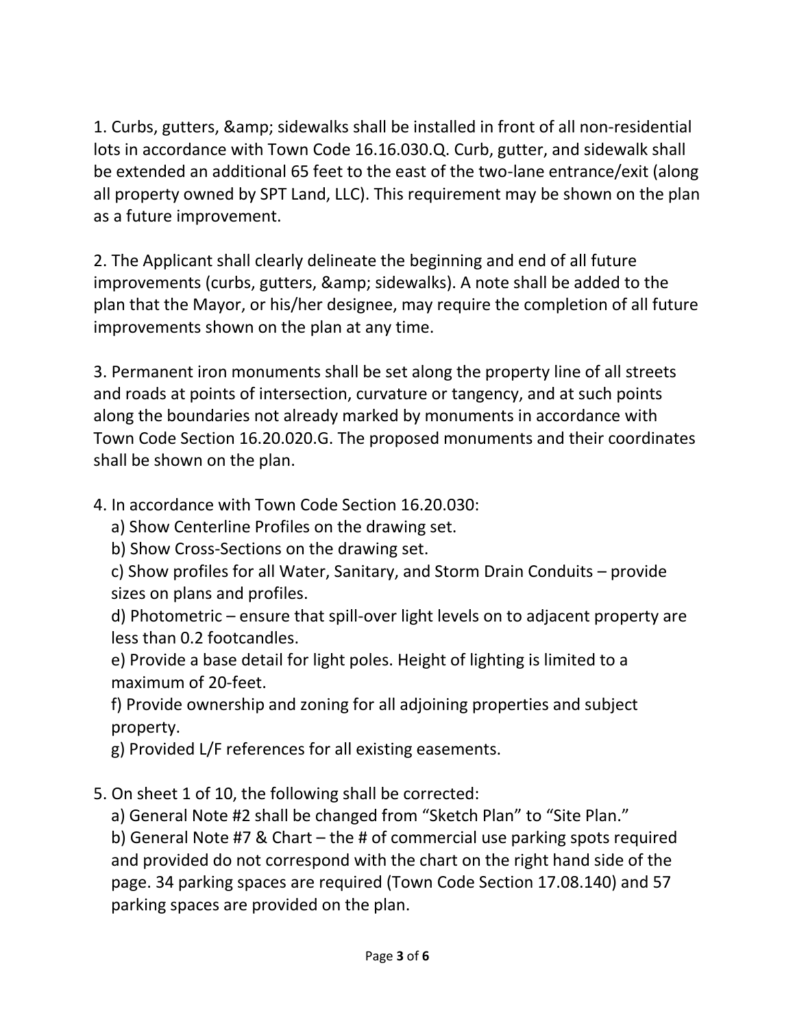1. Curbs, gutters, &amp; sidewalks shall be installed in front of all non-residential lots in accordance with Town Code 16.16.030.Q. Curb, gutter, and sidewalk shall be extended an additional 65 feet to the east of the two-lane entrance/exit (along all property owned by SPT Land, LLC). This requirement may be shown on the plan as a future improvement.

2. The Applicant shall clearly delineate the beginning and end of all future improvements (curbs, gutters, &amp; sidewalks). A note shall be added to the plan that the Mayor, or his/her designee, may require the completion of all future improvements shown on the plan at any time.

3. Permanent iron monuments shall be set along the property line of all streets and roads at points of intersection, curvature or tangency, and at such points along the boundaries not already marked by monuments in accordance with Town Code Section 16.20.020.G. The proposed monuments and their coordinates shall be shown on the plan.

4. In accordance with Town Code Section 16.20.030:
   a) Show Centerline Profiles on the drawing set.
   b) Show Cross-Sections on the drawing set.
   c) Show profiles for all Water, Sanitary, and Storm Drain Conduits – provide sizes on plans and profiles.
   d) Photometric – ensure that spill-over light levels on to adjacent property are less than 0.2 footcandles.
   e) Provide a base detail for light poles. Height of lighting is limited to a maximum of 20-feet.
   f) Provide ownership and zoning for all adjoining properties and subject property.
   g) Provided L/F references for all existing easements.

5. On sheet 1 of 10, the following shall be corrected:
   a) General Note #2 shall be changed from "Sketch Plan" to "Site Plan."
   b) General Note #7 & Chart – the # of commercial use parking spots required and provided do not correspond with the chart on the right hand side of the page. 34 parking spaces are required (Town Code Section 17.08.140) and 57 parking spaces are provided on the plan.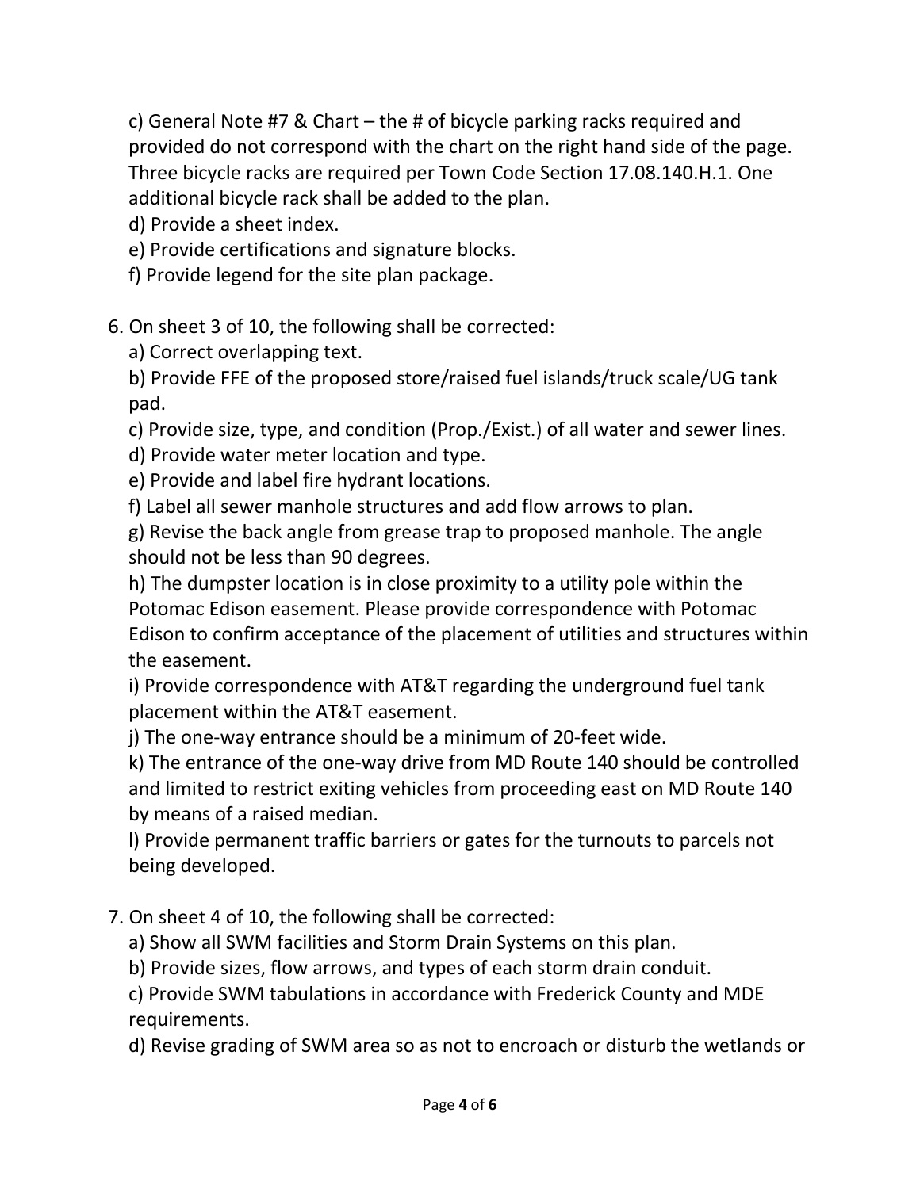c) General Note #7 & Chart – the # of bicycle parking racks required and provided do not correspond with the chart on the right hand side of the page. Three bicycle racks are required per Town Code Section 17.08.140.H.1. One additional bicycle rack shall be added to the plan.

d) Provide a sheet index.

e) Provide certifications and signature blocks.

f) Provide legend for the site plan package.

6. On sheet 3 of 10, the following shall be corrected:

   a) Correct overlapping text.

   b) Provide FFE of the proposed store/raised fuel islands/truck scale/UG tank pad.

   c) Provide size, type, and condition (Prop./Exist.) of all water and sewer lines.

   d) Provide water meter location and type.

   e) Provide and label fire hydrant locations.

   f) Label all sewer manhole structures and add flow arrows to plan.

   g) Revise the back angle from grease trap to proposed manhole. The angle should not be less than 90 degrees.

   h) The dumpster location is in close proximity to a utility pole within the Potomac Edison easement. Please provide correspondence with Potomac Edison to confirm acceptance of the placement of utilities and structures within the easement.

   i) Provide correspondence with AT&T regarding the underground fuel tank placement within the AT&T easement.

   j) The one-way entrance should be a minimum of 20-feet wide.

   k) The entrance of the one-way drive from MD Route 140 should be controlled and limited to restrict exiting vehicles from proceeding east on MD Route 140 by means of a raised median.

   l) Provide permanent traffic barriers or gates for the turnouts to parcels not being developed.

7. On sheet 4 of 10, the following shall be corrected:

   a) Show all SWM facilities and Storm Drain Systems on this plan.

   b) Provide sizes, flow arrows, and types of each storm drain conduit.

   c) Provide SWM tabulations in accordance with Frederick County and MDE requirements.

   d) Revise grading of SWM area so as not to encroach or disturb the wetlands or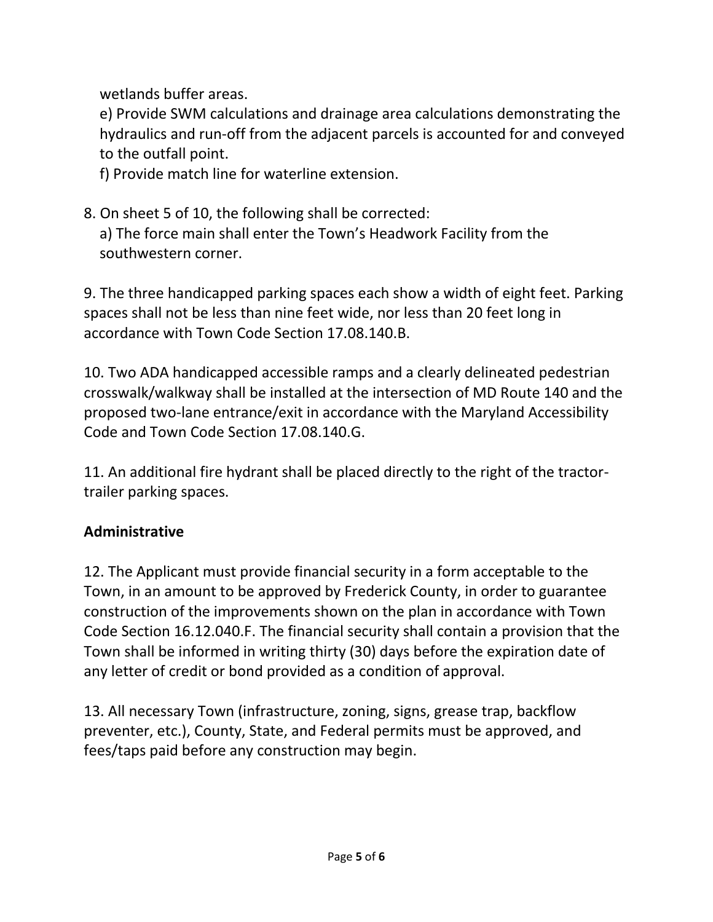wetlands buffer areas.

e) Provide SWM calculations and drainage area calculations demonstrating the hydraulics and run-off from the adjacent parcels is accounted for and conveyed to the outfall point.

f) Provide match line for waterline extension.

8. On sheet 5 of 10, the following shall be corrected:

   a) The force main shall enter the Town's Headwork Facility from the southwestern corner.

9. The three handicapped parking spaces each show a width of eight feet. Parking spaces shall not be less than nine feet wide, nor less than 20 feet long in accordance with Town Code Section 17.08.140.B.

10. Two ADA handicapped accessible ramps and a clearly delineated pedestrian crosswalk/walkway shall be installed at the intersection of MD Route 140 and the proposed two-lane entrance/exit in accordance with the Maryland Accessibility Code and Town Code Section 17.08.140.G.

11. An additional fire hydrant shall be placed directly to the right of the tractor-trailer parking spaces.

**Administrative**

12. The Applicant must provide financial security in a form acceptable to the Town, in an amount to be approved by Frederick County, in order to guarantee construction of the improvements shown on the plan in accordance with Town Code Section 16.12.040.F. The financial security shall contain a provision that the Town shall be informed in writing thirty (30) days before the expiration date of any letter of credit or bond provided as a condition of approval.

13. All necessary Town (infrastructure, zoning, signs, grease trap, backflow preventer, etc.), County, State, and Federal permits must be approved, and fees/taps paid before any construction may begin.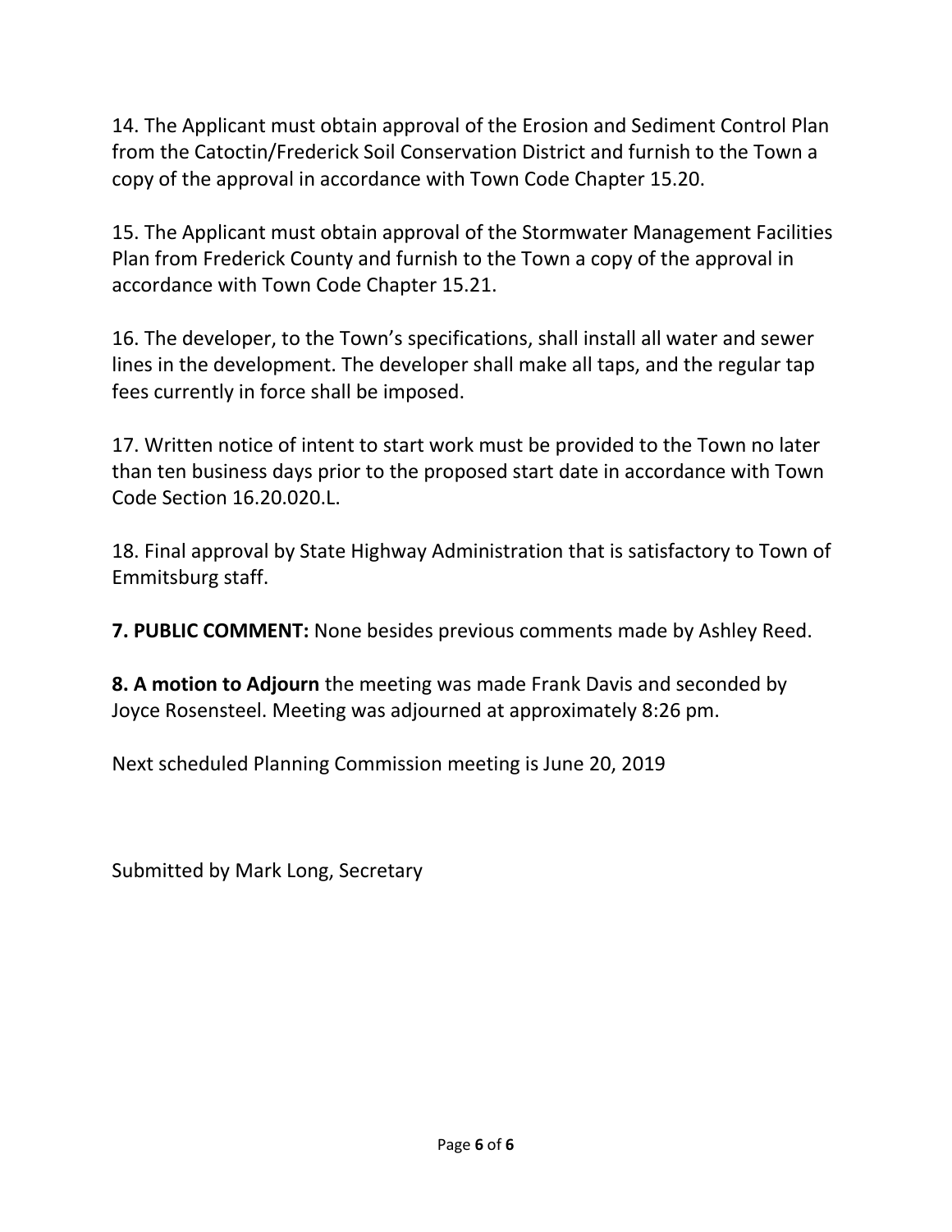14. The Applicant must obtain approval of the Erosion and Sediment Control Plan from the Catoctin/Frederick Soil Conservation District and furnish to the Town a copy of the approval in accordance with Town Code Chapter 15.20.

15. The Applicant must obtain approval of the Stormwater Management Facilities Plan from Frederick County and furnish to the Town a copy of the approval in accordance with Town Code Chapter 15.21.

16. The developer, to the Town's specifications, shall install all water and sewer lines in the development. The developer shall make all taps, and the regular tap fees currently in force shall be imposed.

17. Written notice of intent to start work must be provided to the Town no later than ten business days prior to the proposed start date in accordance with Town Code Section 16.20.020.L.

18. Final approval by State Highway Administration that is satisfactory to Town of Emmitsburg staff.

**7. PUBLIC COMMENT:** None besides previous comments made by Ashley Reed.

**8. A motion to Adjourn** the meeting was made Frank Davis and seconded by Joyce Rosensteel. Meeting was adjourned at approximately 8:26 pm.

Next scheduled Planning Commission meeting is June 20, 2019

Submitted by Mark Long, Secretary